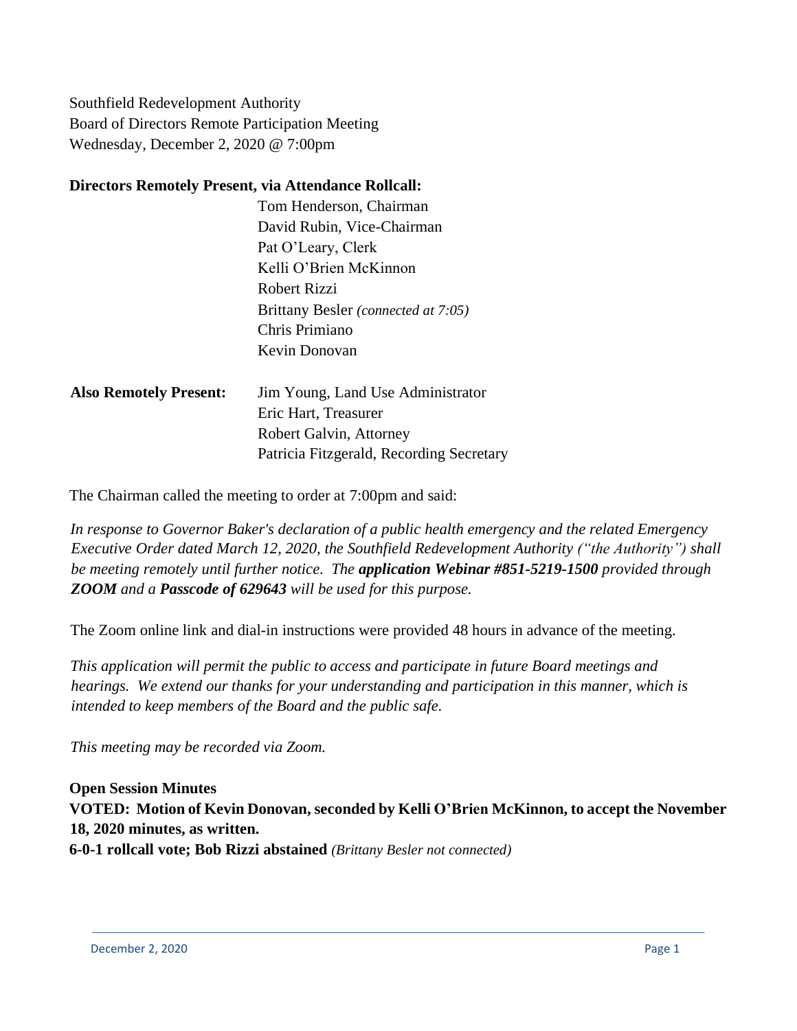Southfield Redevelopment Authority
Board of Directors Remote Participation Meeting
Wednesday, December 2, 2020 @ 7:00pm

**Directors Remotely Present, via Attendance Rollcall:**

Tom Henderson, Chairman
David Rubin, Vice-Chairman
Pat O'Leary, Clerk
Kelli O'Brien McKinnon
Robert Rizzi
Brittany Besler *(connected at 7:05)*
Chris Primiano
Kevin Donovan

**Also Remotely Present:**

Jim Young, Land Use Administrator
Eric Hart, Treasurer
Robert Galvin, Attorney
Patricia Fitzgerald, Recording Secretary

The Chairman called the meeting to order at 7:00pm and said:

*In response to Governor Baker's declaration of a public health emergency and the related Emergency Executive Order dated March 12, 2020, the Southfield Redevelopment Authority ("the Authority") shall be meeting remotely until further notice. The **application Webinar #851-5219-1500** provided through **ZOOM** and a **Passcode of 629643** will be used for this purpose.*

The Zoom online link and dial-in instructions were provided 48 hours in advance of the meeting.

*This application will permit the public to access and participate in future Board meetings and hearings. We extend our thanks for your understanding and participation in this manner, which is intended to keep members of the Board and the public safe.*

*This meeting may be recorded via Zoom.*

**Open Session Minutes**

**VOTED: Motion of Kevin Donovan, seconded by Kelli O'Brien McKinnon, to accept the November 18, 2020 minutes, as written.**

**6-0-1 rollcall vote; Bob Rizzi abstained** *(Brittany Besler not connected)*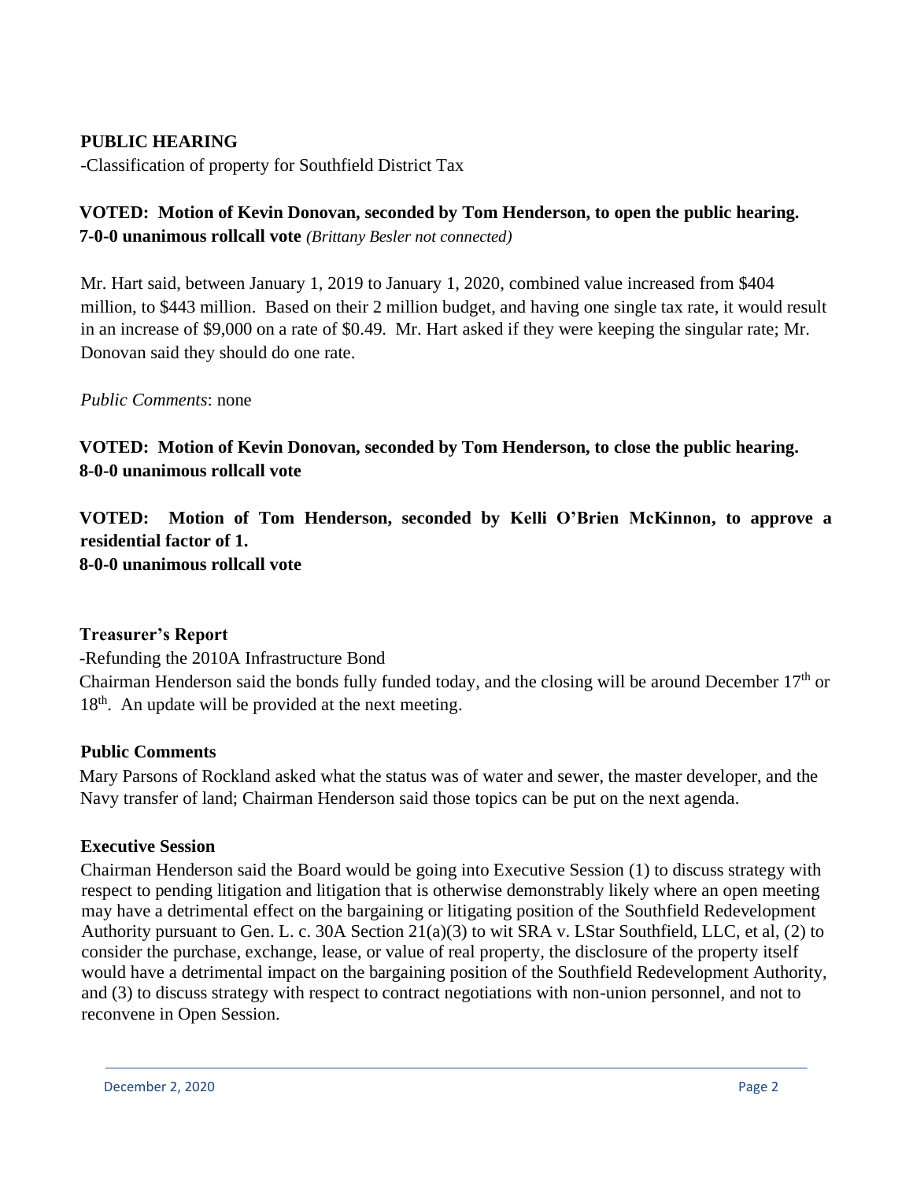**PUBLIC HEARING**

-Classification of property for Southfield District Tax

**VOTED: Motion of Kevin Donovan, seconded by Tom Henderson, to open the public hearing.**
**7-0-0 unanimous rollcall vote** *(Brittany Besler not connected)*

Mr. Hart said, between January 1, 2019 to January 1, 2020, combined value increased from $404 million, to $443 million. Based on their 2 million budget, and having one single tax rate, it would result in an increase of $9,000 on a rate of $0.49. Mr. Hart asked if they were keeping the singular rate; Mr. Donovan said they should do one rate.

*Public Comments*: none

**VOTED: Motion of Kevin Donovan, seconded by Tom Henderson, to close the public hearing.**
**8-0-0 unanimous rollcall vote**

**VOTED: Motion of Tom Henderson, seconded by Kelli O'Brien McKinnon, to approve a residential factor of 1.**
**8-0-0 unanimous rollcall vote**

**Treasurer's Report**

-Refunding the 2010A Infrastructure Bond

Chairman Henderson said the bonds fully funded today, and the closing will be around December 17th or 18th. An update will be provided at the next meeting.

**Public Comments**

Mary Parsons of Rockland asked what the status was of water and sewer, the master developer, and the Navy transfer of land; Chairman Henderson said those topics can be put on the next agenda.

**Executive Session**

Chairman Henderson said the Board would be going into Executive Session (1) to discuss strategy with respect to pending litigation and litigation that is otherwise demonstrably likely where an open meeting may have a detrimental effect on the bargaining or litigating position of the Southfield Redevelopment Authority pursuant to Gen. L. c. 30A Section 21(a)(3) to wit SRA v. LStar Southfield, LLC, et al, (2) to consider the purchase, exchange, lease, or value of real property, the disclosure of the property itself would have a detrimental impact on the bargaining position of the Southfield Redevelopment Authority, and (3) to discuss strategy with respect to contract negotiations with non-union personnel, and not to reconvene in Open Session.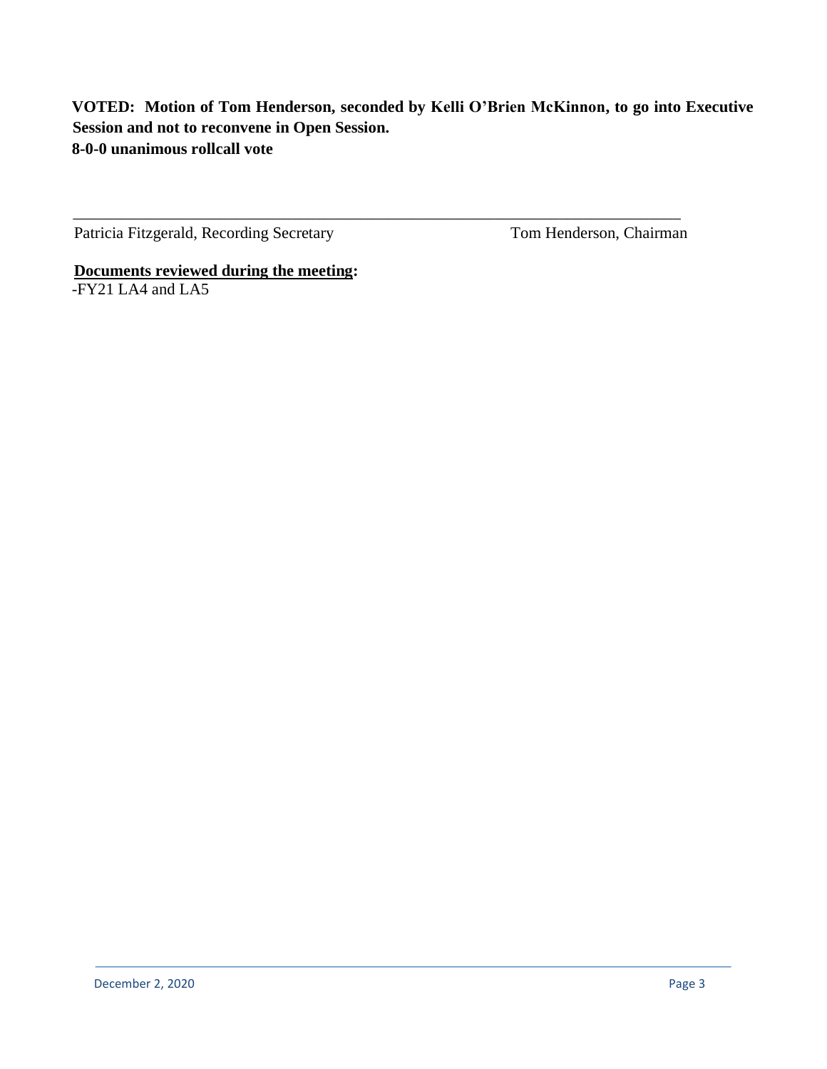**VOTED: Motion of Tom Henderson, seconded by Kelli O'Brien McKinnon, to go into Executive Session and not to reconvene in Open Session.**
**8-0-0 unanimous rollcall vote**

\_\_\_\_\_\_\_\_\_\_\_\_\_\_\_\_\_\_\_\_\_\_\_\_\_\_\_\_\_\_\_\_\_\_\_\_\_\_\_\_\_\_\_\_\_\_\_\_\_\_\_\_\_\_\_\_\_\_\_\_\_\_\_\_\_\_\_\_\_\_\_\_

Patricia Fitzgerald, Recording Secretary          Tom Henderson, Chairman

**Documents reviewed during the meeting:**

-FY21 LA4 and LA5